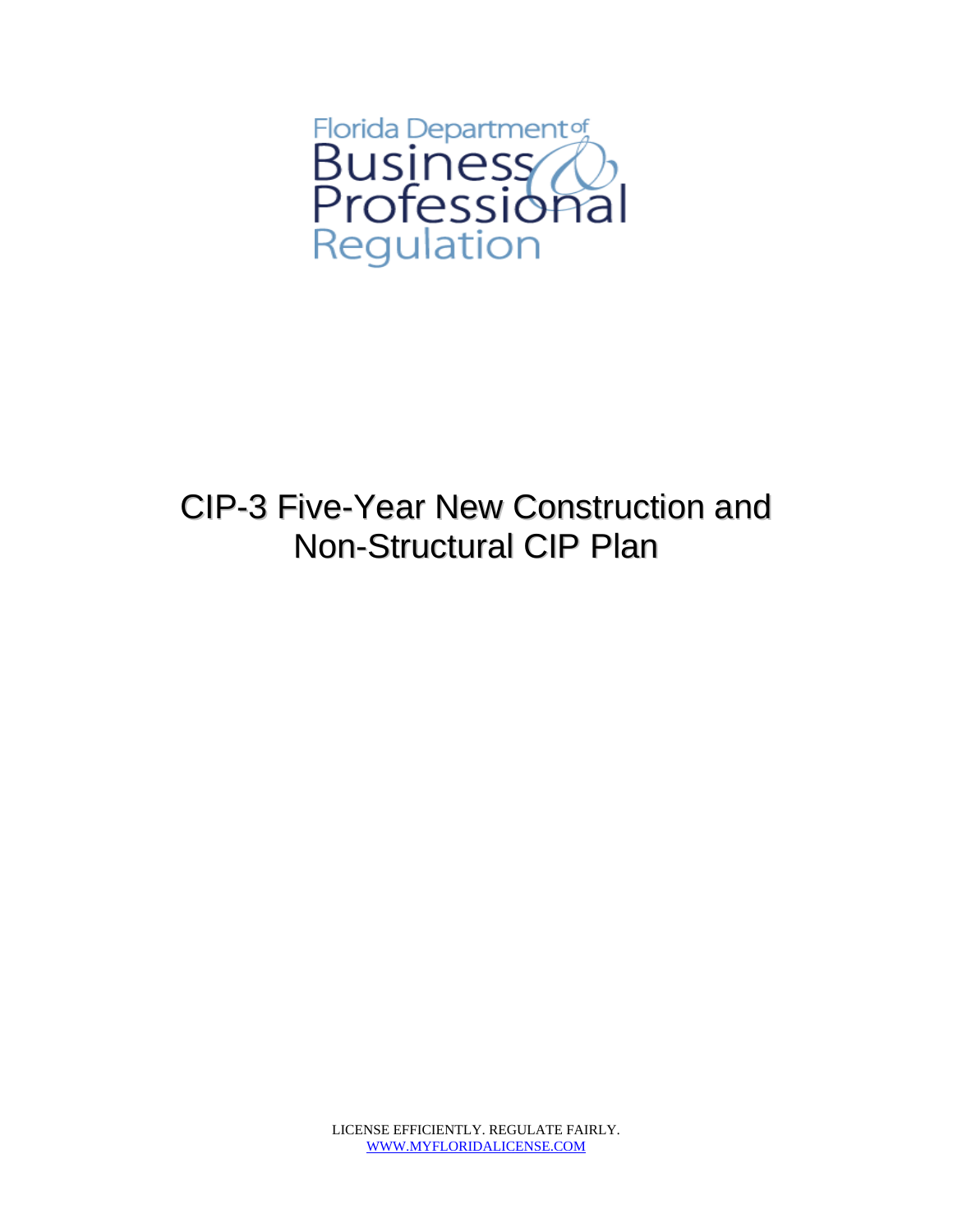Florida Department of Business & Professional Regulation

# CIP-3 Five-Year New Construction and Non-Structural CIP Plan

LICENSE EFFICIENTLY. REGULATE FAIRLY.
WWW.MYFLORIDALICENSE.COM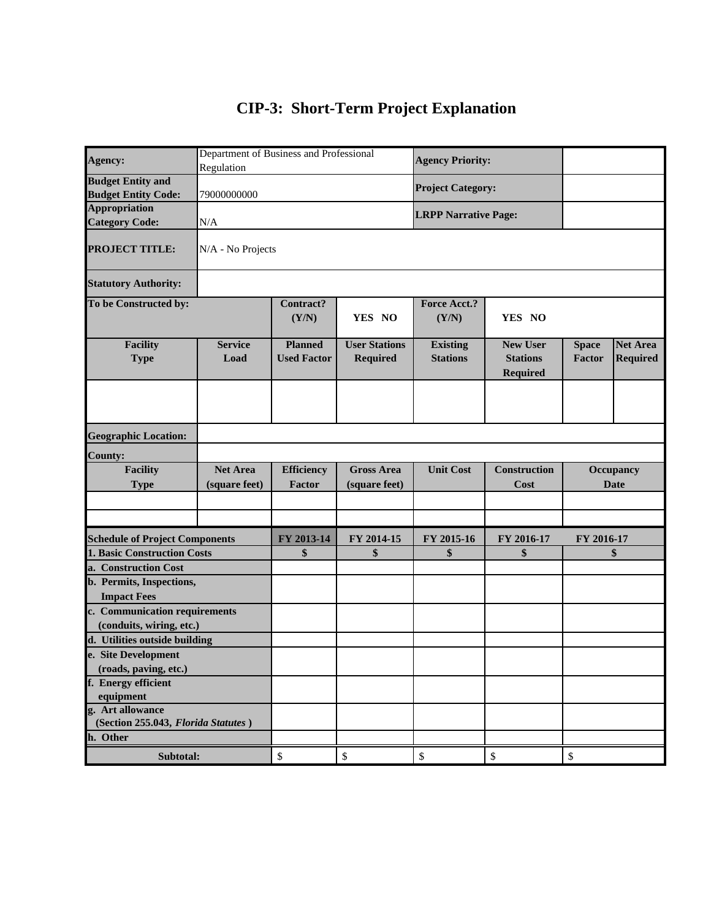# CIP-3: Short-Term Project Explanation

| | | | | | | | |
|---|---|---|---|---|---|---|---|
| **Agency:** | Department of Business and Professional Regulation | | | **Agency Priority:** | | | |
| **Budget Entity and Budget Entity Code:** | 79000000000 | | | **Project Category:** | | | |
| **Appropriation Category Code:** | N/A | | | **LRPP Narrative Page:** | | | |
| **PROJECT TITLE:** | N/A - No Projects | | | | | | |
| **Statutory Authority:** | | | | | | | |
| **To be Constructed by:** | | **Contract? (Y/N)** | **YES NO** | **Force Acct.? (Y/N)** | **YES NO** | | |
| **Facility Type** | **Service Load** | **Planned Used Factor** | **User Stations Required** | **Existing Stations** | **New User Stations Required** | **Space Factor** | **Net Area Required** |
| | | | | | | | |
| **Geographic Location:** | | | | | | | |
| **County:** | | | | | | | |
| **Facility Type** | **Net Area (square feet)** | **Efficiency Factor** | **Gross Area (square feet)** | **Unit Cost** | **Construction Cost** | **Occupancy Date** | |
| | | | | | | | |
| | | | | | | | |

| Schedule of Project Components | FY 2013-14 | FY 2014-15 | FY 2015-16 | FY 2016-17 | FY 2016-17 |
|---|---|---|---|---|---|
| **1. Basic Construction Costs** | **$** | **$** | **$** | **$** | **$** |
| **a. Construction Cost** | | | | | |
| **b. Permits, Inspections, Impact Fees** | | | | | |
| **c. Communication requirements (conduits, wiring, etc.)** | | | | | |
| **d. Utilities outside building** | | | | | |
| **e. Site Development (roads, paving, etc.)** | | | | | |
| **f. Energy efficient equipment** | | | | | |
| **g. Art allowance (Section 255.043, *Florida Statutes*)** | | | | | |
| **h. Other** | | | | | |
| **Subtotal:** | $ | $ | $ | $ | $ |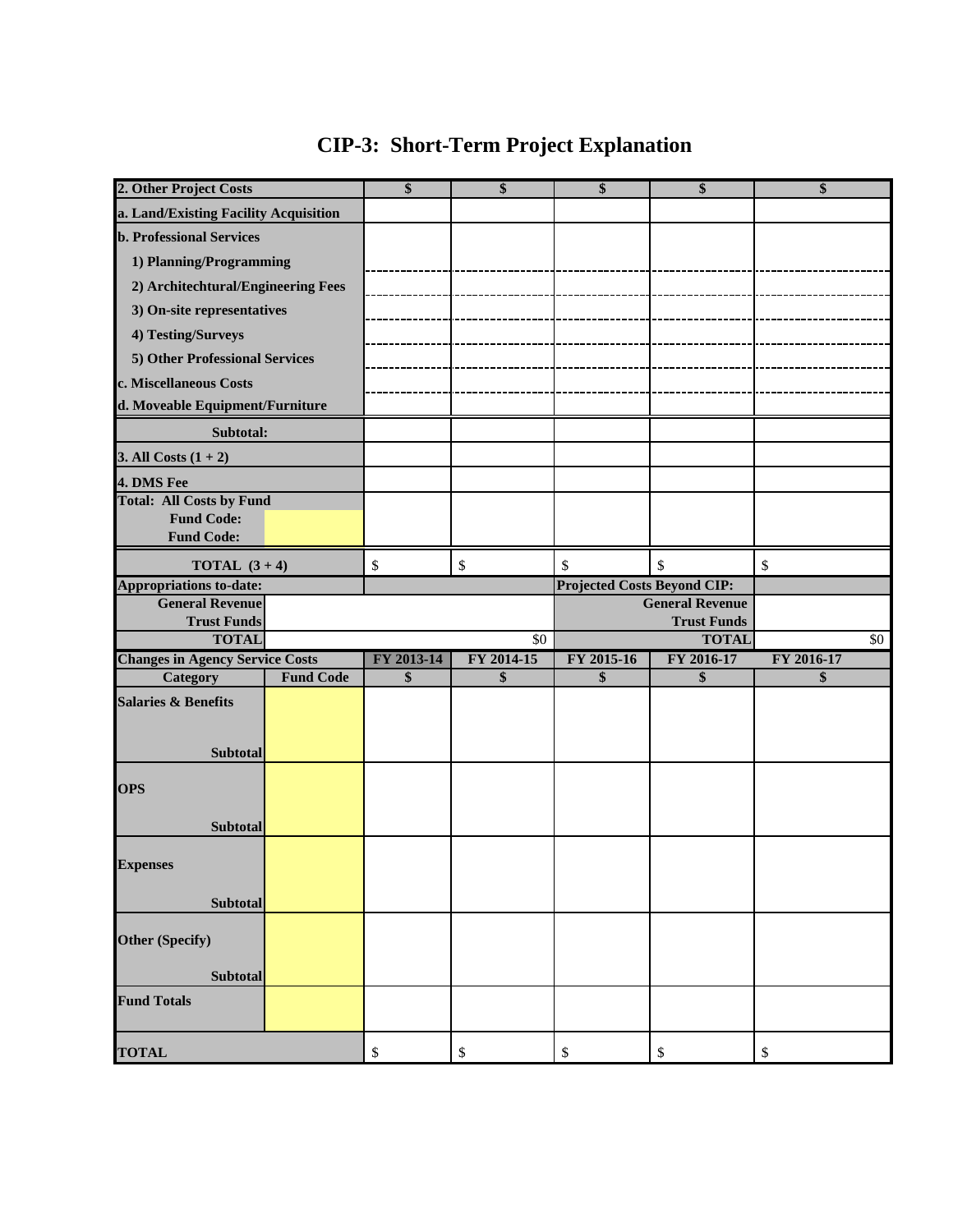# CIP-3: Short-Term Project Explanation

| | | | | | | |
|---|---|---|---|---|---|---|
| **2. Other Project Costs** | | **$** | **$** | **$** | **$** | **$** |
| **a. Land/Existing Facility Acquisition** | | | | | | |
| **b. Professional Services** | | | | | | |
| **1) Planning/Programming** | | | | | | |
| **2) Architechtural/Engineering Fees** | | | | | | |
| **3) On-site representatives** | | | | | | |
| **4) Testing/Surveys** | | | | | | |
| **5) Other Professional Services** | | | | | | |
| **c. Miscellaneous Costs** | | | | | | |
| **d. Moveable Equipment/Furniture** | | | | | | |
| **Subtotal:** | | | | | | |
| **3. All Costs (1 + 2)** | | | | | | |
| **4. DMS Fee** | | | | | | |
| **Total: All Costs by Fund** | | | | | | |
| **Fund Code:** | | | | | | |
| **Fund Code:** | | | | | | |
| **TOTAL (3 + 4)** | | $ | $ | $ | $ | $ |
| **Appropriations to-date:** | | | | **Projected Costs Beyond CIP:** | | |
| **General Revenue** | | | | | **General Revenue** | |
| **Trust Funds** | | | | | **Trust Funds** | |
| **TOTAL** | | | $0 | | **TOTAL** | $0 |
| **Changes in Agency Service Costs** | | **FY 2013-14** | **FY 2014-15** | **FY 2015-16** | **FY 2016-17** | **FY 2016-17** |
| **Category** | **Fund Code** | **$** | **$** | **$** | **$** | **$** |
| **Salaries & Benefits** | | | | | | |
| **Subtotal** | | | | | | |
| **OPS** | | | | | | |
| **Subtotal** | | | | | | |
| **Expenses** | | | | | | |
| **Subtotal** | | | | | | |
| **Other (Specify)** | | | | | | |
| **Subtotal** | | | | | | |
| **Fund Totals** | | | | | | |
| **TOTAL** | | $ | $ | $ | $ | $ |